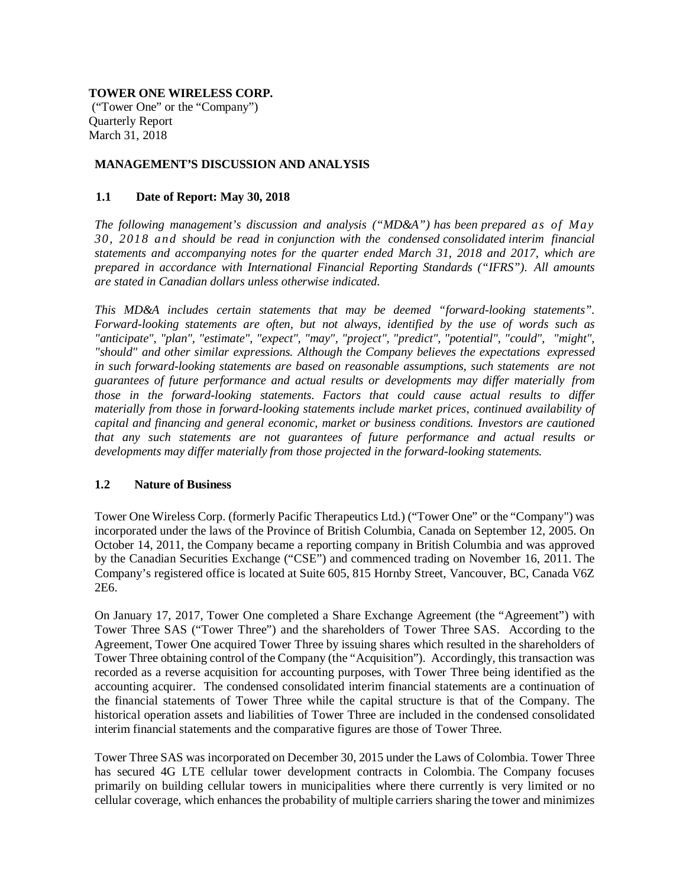**TOWER ONE WIRELESS CORP.**
("Tower One" or the "Company")
Quarterly Report
March 31, 2018

## MANAGEMENT'S DISCUSSION AND ANALYSIS

### 1.1 Date of Report: May 30, 2018

*The following management's discussion and analysis ("MD&A") has been prepared as of May 30, 2018 and should be read in conjunction with the condensed consolidated interim financial statements and accompanying notes for the quarter ended March 31, 2018 and 2017, which are prepared in accordance with International Financial Reporting Standards ("IFRS"). All amounts are stated in Canadian dollars unless otherwise indicated.*

*This MD&A includes certain statements that may be deemed "forward-looking statements". Forward-looking statements are often, but not always, identified by the use of words such as "anticipate", "plan", "estimate", "expect", "may", "project", "predict", "potential", "could", "might", "should" and other similar expressions. Although the Company believes the expectations expressed in such forward-looking statements are based on reasonable assumptions, such statements are not guarantees of future performance and actual results or developments may differ materially from those in the forward-looking statements. Factors that could cause actual results to differ materially from those in forward-looking statements include market prices, continued availability of capital and financing and general economic, market or business conditions. Investors are cautioned that any such statements are not guarantees of future performance and actual results or developments may differ materially from those projected in the forward-looking statements.*

### 1.2 Nature of Business

Tower One Wireless Corp. (formerly Pacific Therapeutics Ltd.) ("Tower One" or the "Company") was incorporated under the laws of the Province of British Columbia, Canada on September 12, 2005. On October 14, 2011, the Company became a reporting company in British Columbia and was approved by the Canadian Securities Exchange ("CSE") and commenced trading on November 16, 2011. The Company's registered office is located at Suite 605, 815 Hornby Street, Vancouver, BC, Canada V6Z 2E6.

On January 17, 2017, Tower One completed a Share Exchange Agreement (the "Agreement") with Tower Three SAS ("Tower Three") and the shareholders of Tower Three SAS. According to the Agreement, Tower One acquired Tower Three by issuing shares which resulted in the shareholders of Tower Three obtaining control of the Company (the "Acquisition"). Accordingly, this transaction was recorded as a reverse acquisition for accounting purposes, with Tower Three being identified as the accounting acquirer. The condensed consolidated interim financial statements are a continuation of the financial statements of Tower Three while the capital structure is that of the Company. The historical operation assets and liabilities of Tower Three are included in the condensed consolidated interim financial statements and the comparative figures are those of Tower Three.

Tower Three SAS was incorporated on December 30, 2015 under the Laws of Colombia. Tower Three has secured 4G LTE cellular tower development contracts in Colombia. The Company focuses primarily on building cellular towers in municipalities where there currently is very limited or no cellular coverage, which enhances the probability of multiple carriers sharing the tower and minimizes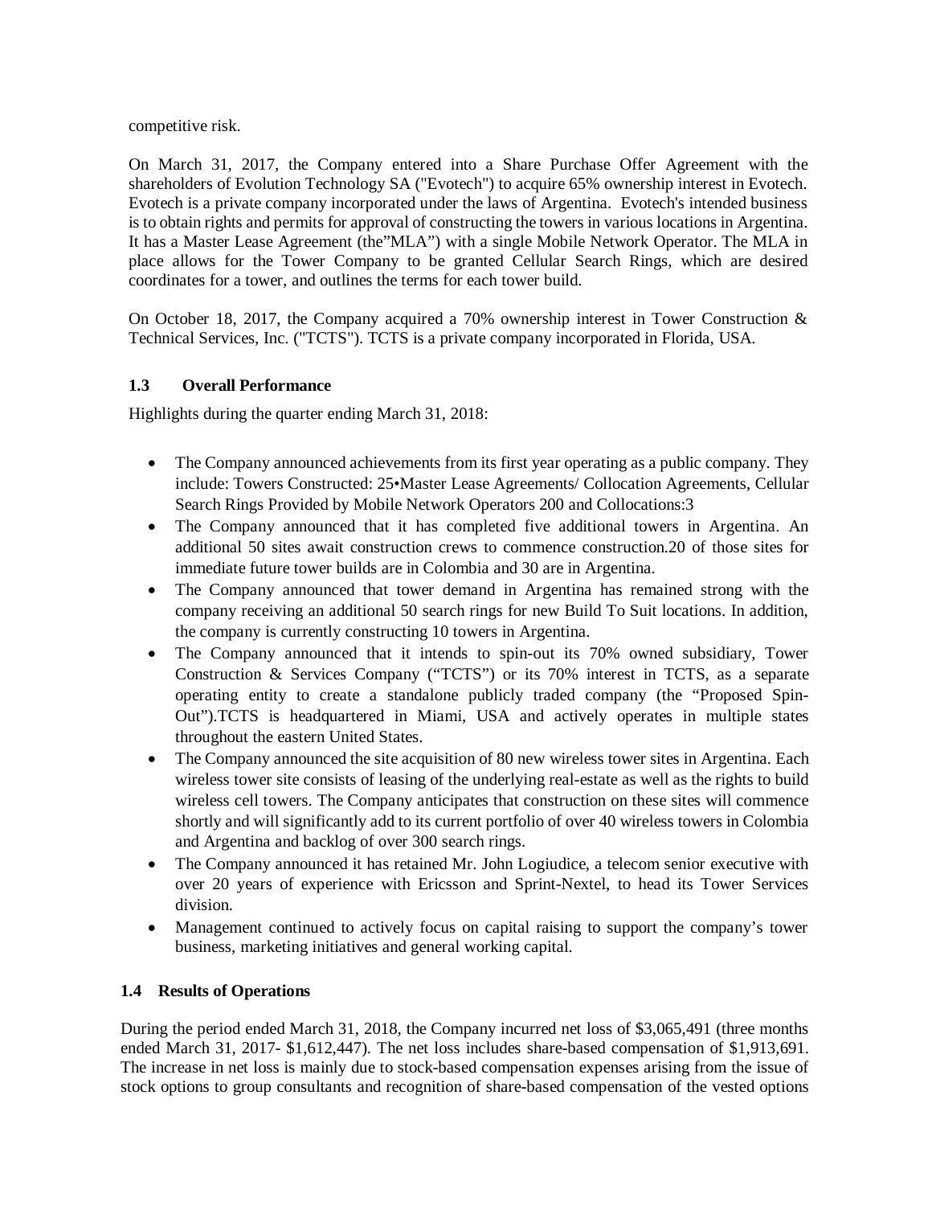competitive risk.

On March 31, 2017, the Company entered into a Share Purchase Offer Agreement with the shareholders of Evolution Technology SA ("Evotech") to acquire 65% ownership interest in Evotech. Evotech is a private company incorporated under the laws of Argentina. Evotech's intended business is to obtain rights and permits for approval of constructing the towers in various locations in Argentina. It has a Master Lease Agreement (the"MLA") with a single Mobile Network Operator. The MLA in place allows for the Tower Company to be granted Cellular Search Rings, which are desired coordinates for a tower, and outlines the terms for each tower build.

On October 18, 2017, the Company acquired a 70% ownership interest in Tower Construction & Technical Services, Inc. ("TCTS"). TCTS is a private company incorporated in Florida, USA.

### 1.3 Overall Performance

Highlights during the quarter ending March 31, 2018:

- The Company announced achievements from its first year operating as a public company. They include: Towers Constructed: 25•Master Lease Agreements/ Collocation Agreements, Cellular Search Rings Provided by Mobile Network Operators 200 and Collocations:3
- The Company announced that it has completed five additional towers in Argentina. An additional 50 sites await construction crews to commence construction.20 of those sites for immediate future tower builds are in Colombia and 30 are in Argentina.
- The Company announced that tower demand in Argentina has remained strong with the company receiving an additional 50 search rings for new Build To Suit locations. In addition, the company is currently constructing 10 towers in Argentina.
- The Company announced that it intends to spin-out its 70% owned subsidiary, Tower Construction & Services Company ("TCTS") or its 70% interest in TCTS, as a separate operating entity to create a standalone publicly traded company (the "Proposed Spin-Out").TCTS is headquartered in Miami, USA and actively operates in multiple states throughout the eastern United States.
- The Company announced the site acquisition of 80 new wireless tower sites in Argentina. Each wireless tower site consists of leasing of the underlying real-estate as well as the rights to build wireless cell towers. The Company anticipates that construction on these sites will commence shortly and will significantly add to its current portfolio of over 40 wireless towers in Colombia and Argentina and backlog of over 300 search rings.
- The Company announced it has retained Mr. John Logiudice, a telecom senior executive with over 20 years of experience with Ericsson and Sprint-Nextel, to head its Tower Services division.
- Management continued to actively focus on capital raising to support the company's tower business, marketing initiatives and general working capital.

### 1.4 Results of Operations

During the period ended March 31, 2018, the Company incurred net loss of $3,065,491 (three months ended March 31, 2017- $1,612,447). The net loss includes share-based compensation of $1,913,691. The increase in net loss is mainly due to stock-based compensation expenses arising from the issue of stock options to group consultants and recognition of share-based compensation of the vested options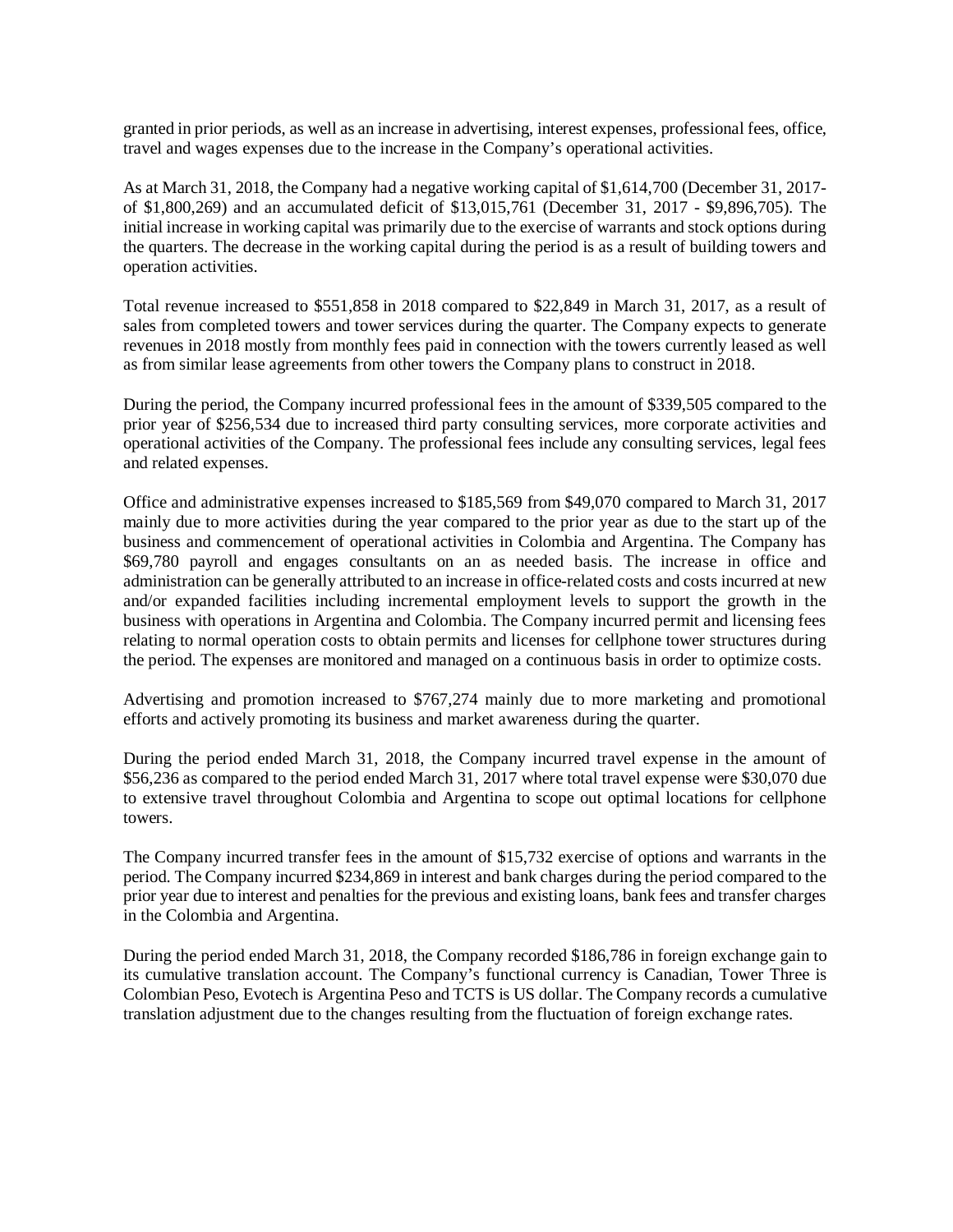granted in prior periods, as well as an increase in advertising, interest expenses, professional fees, office, travel and wages expenses due to the increase in the Company's operational activities.

As at March 31, 2018, the Company had a negative working capital of $1,614,700 (December 31, 2017- of $1,800,269) and an accumulated deficit of $13,015,761 (December 31, 2017 - $9,896,705). The initial increase in working capital was primarily due to the exercise of warrants and stock options during the quarters. The decrease in the working capital during the period is as a result of building towers and operation activities.

Total revenue increased to $551,858 in 2018 compared to $22,849 in March 31, 2017, as a result of sales from completed towers and tower services during the quarter. The Company expects to generate revenues in 2018 mostly from monthly fees paid in connection with the towers currently leased as well as from similar lease agreements from other towers the Company plans to construct in 2018.

During the period, the Company incurred professional fees in the amount of $339,505 compared to the prior year of $256,534 due to increased third party consulting services, more corporate activities and operational activities of the Company. The professional fees include any consulting services, legal fees and related expenses.

Office and administrative expenses increased to $185,569 from $49,070 compared to March 31, 2017 mainly due to more activities during the year compared to the prior year as due to the start up of the business and commencement of operational activities in Colombia and Argentina. The Company has $69,780 payroll and engages consultants on an as needed basis. The increase in office and administration can be generally attributed to an increase in office-related costs and costs incurred at new and/or expanded facilities including incremental employment levels to support the growth in the business with operations in Argentina and Colombia. The Company incurred permit and licensing fees relating to normal operation costs to obtain permits and licenses for cellphone tower structures during the period. The expenses are monitored and managed on a continuous basis in order to optimize costs.

Advertising and promotion increased to $767,274 mainly due to more marketing and promotional efforts and actively promoting its business and market awareness during the quarter.

During the period ended March 31, 2018, the Company incurred travel expense in the amount of $56,236 as compared to the period ended March 31, 2017 where total travel expense were $30,070 due to extensive travel throughout Colombia and Argentina to scope out optimal locations for cellphone towers.

The Company incurred transfer fees in the amount of $15,732 exercise of options and warrants in the period. The Company incurred $234,869 in interest and bank charges during the period compared to the prior year due to interest and penalties for the previous and existing loans, bank fees and transfer charges in the Colombia and Argentina.

During the period ended March 31, 2018, the Company recorded $186,786 in foreign exchange gain to its cumulative translation account. The Company's functional currency is Canadian, Tower Three is Colombian Peso, Evotech is Argentina Peso and TCTS is US dollar. The Company records a cumulative translation adjustment due to the changes resulting from the fluctuation of foreign exchange rates.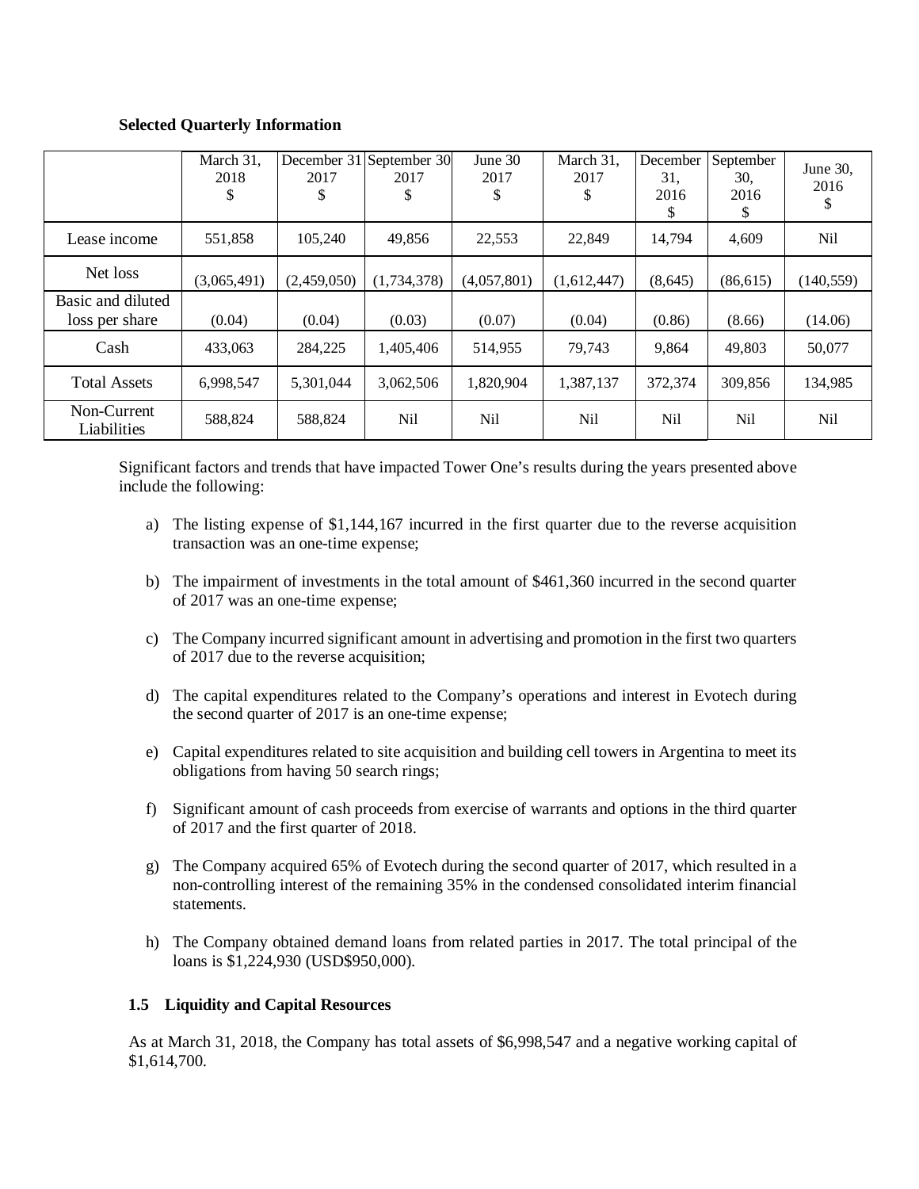**Selected Quarterly Information**

| | March 31, 2018 $ | December 31 2017 $ | September 30 2017 $ | June 30 2017 $ | March 31, 2017 $ | December 31, 2016 $ | September 30, 2016 $ | June 30, 2016 $ |
|---|---|---|---|---|---|---|---|---|
| Lease income | 551,858 | 105,240 | 49,856 | 22,553 | 22,849 | 14,794 | 4,609 | Nil |
| Net loss | (3,065,491) | (2,459,050) | (1,734,378) | (4,057,801) | (1,612,447) | (8,645) | (86,615) | (140,559) |
| Basic and diluted loss per share | (0.04) | (0.04) | (0.03) | (0.07) | (0.04) | (0.86) | (8.66) | (14.06) |
| Cash | 433,063 | 284,225 | 1,405,406 | 514,955 | 79,743 | 9,864 | 49,803 | 50,077 |
| Total Assets | 6,998,547 | 5,301,044 | 3,062,506 | 1,820,904 | 1,387,137 | 372,374 | 309,856 | 134,985 |
| Non-Current Liabilities | 588,824 | 588,824 | Nil | Nil | Nil | Nil | Nil | Nil |

Significant factors and trends that have impacted Tower One's results during the years presented above include the following:

a) The listing expense of $1,144,167 incurred in the first quarter due to the reverse acquisition transaction was an one-time expense;

b) The impairment of investments in the total amount of $461,360 incurred in the second quarter of 2017 was an one-time expense;

c) The Company incurred significant amount in advertising and promotion in the first two quarters of 2017 due to the reverse acquisition;

d) The capital expenditures related to the Company's operations and interest in Evotech during the second quarter of 2017 is an one-time expense;

e) Capital expenditures related to site acquisition and building cell towers in Argentina to meet its obligations from having 50 search rings;

f) Significant amount of cash proceeds from exercise of warrants and options in the third quarter of 2017 and the first quarter of 2018.

g) The Company acquired 65% of Evotech during the second quarter of 2017, which resulted in a non-controlling interest of the remaining 35% in the condensed consolidated interim financial statements.

h) The Company obtained demand loans from related parties in 2017. The total principal of the loans is $1,224,930 (USD$950,000).

### 1.5 Liquidity and Capital Resources

As at March 31, 2018, the Company has total assets of $6,998,547 and a negative working capital of $1,614,700.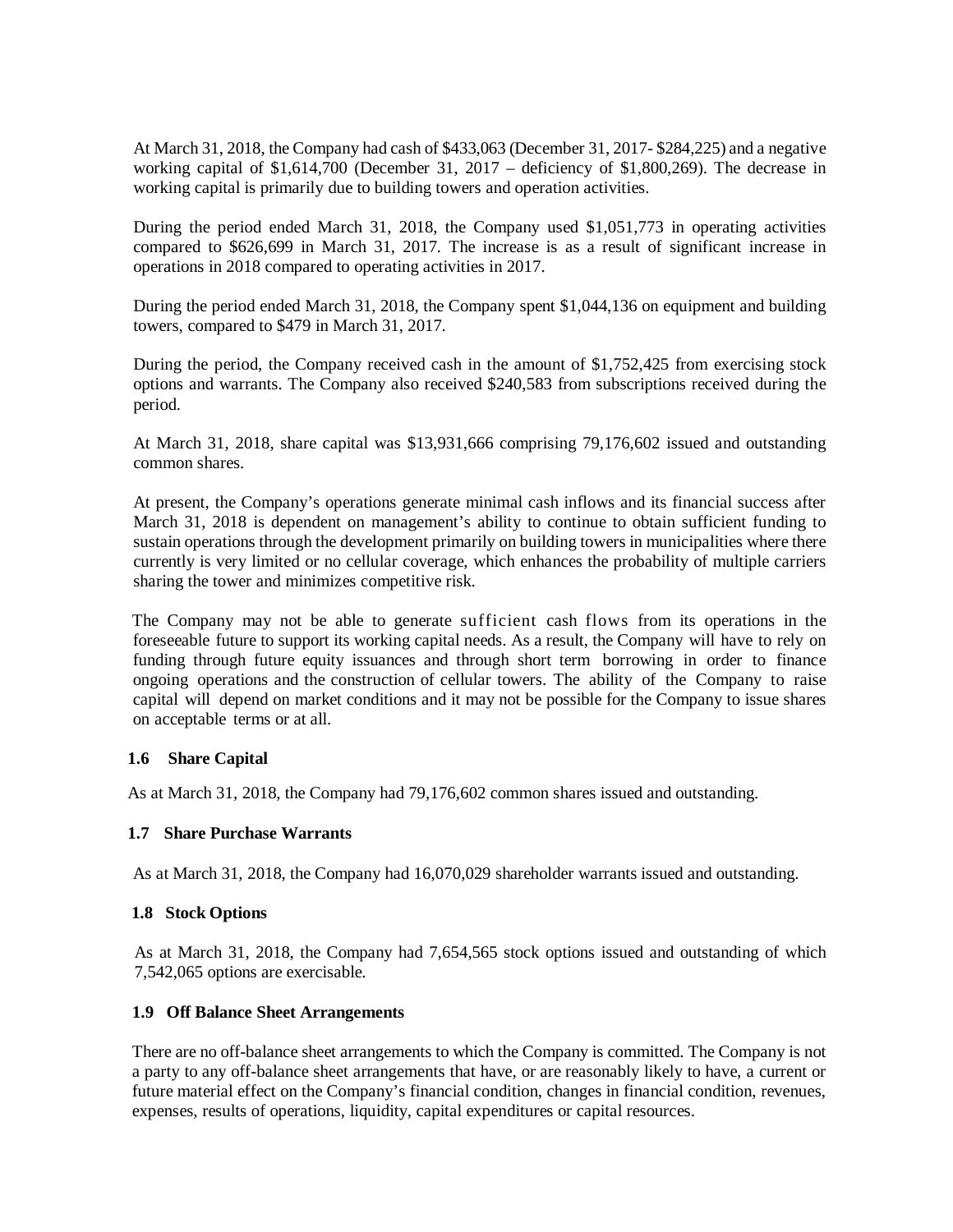At March 31, 2018, the Company had cash of $433,063 (December 31, 2017- $284,225) and a negative working capital of $1,614,700 (December 31, 2017 – deficiency of $1,800,269). The decrease in working capital is primarily due to building towers and operation activities.

During the period ended March 31, 2018, the Company used $1,051,773 in operating activities compared to $626,699 in March 31, 2017. The increase is as a result of significant increase in operations in 2018 compared to operating activities in 2017.

During the period ended March 31, 2018, the Company spent $1,044,136 on equipment and building towers, compared to $479 in March 31, 2017.

During the period, the Company received cash in the amount of $1,752,425 from exercising stock options and warrants. The Company also received $240,583 from subscriptions received during the period.

At March 31, 2018, share capital was $13,931,666 comprising 79,176,602 issued and outstanding common shares.

At present, the Company's operations generate minimal cash inflows and its financial success after March 31, 2018 is dependent on management's ability to continue to obtain sufficient funding to sustain operations through the development primarily on building towers in municipalities where there currently is very limited or no cellular coverage, which enhances the probability of multiple carriers sharing the tower and minimizes competitive risk.

The Company may not be able to generate sufficient cash flows from its operations in the foreseeable future to support its working capital needs. As a result, the Company will have to rely on funding through future equity issuances and through short term borrowing in order to finance ongoing operations and the construction of cellular towers. The ability of the Company to raise capital will depend on market conditions and it may not be possible for the Company to issue shares on acceptable terms or at all.

### 1.6 Share Capital

As at March 31, 2018, the Company had 79,176,602 common shares issued and outstanding.

### 1.7 Share Purchase Warrants

As at March 31, 2018, the Company had 16,070,029 shareholder warrants issued and outstanding.

### 1.8 Stock Options

As at March 31, 2018, the Company had 7,654,565 stock options issued and outstanding of which 7,542,065 options are exercisable.

### 1.9 Off Balance Sheet Arrangements

There are no off-balance sheet arrangements to which the Company is committed. The Company is not a party to any off-balance sheet arrangements that have, or are reasonably likely to have, a current or future material effect on the Company's financial condition, changes in financial condition, revenues, expenses, results of operations, liquidity, capital expenditures or capital resources.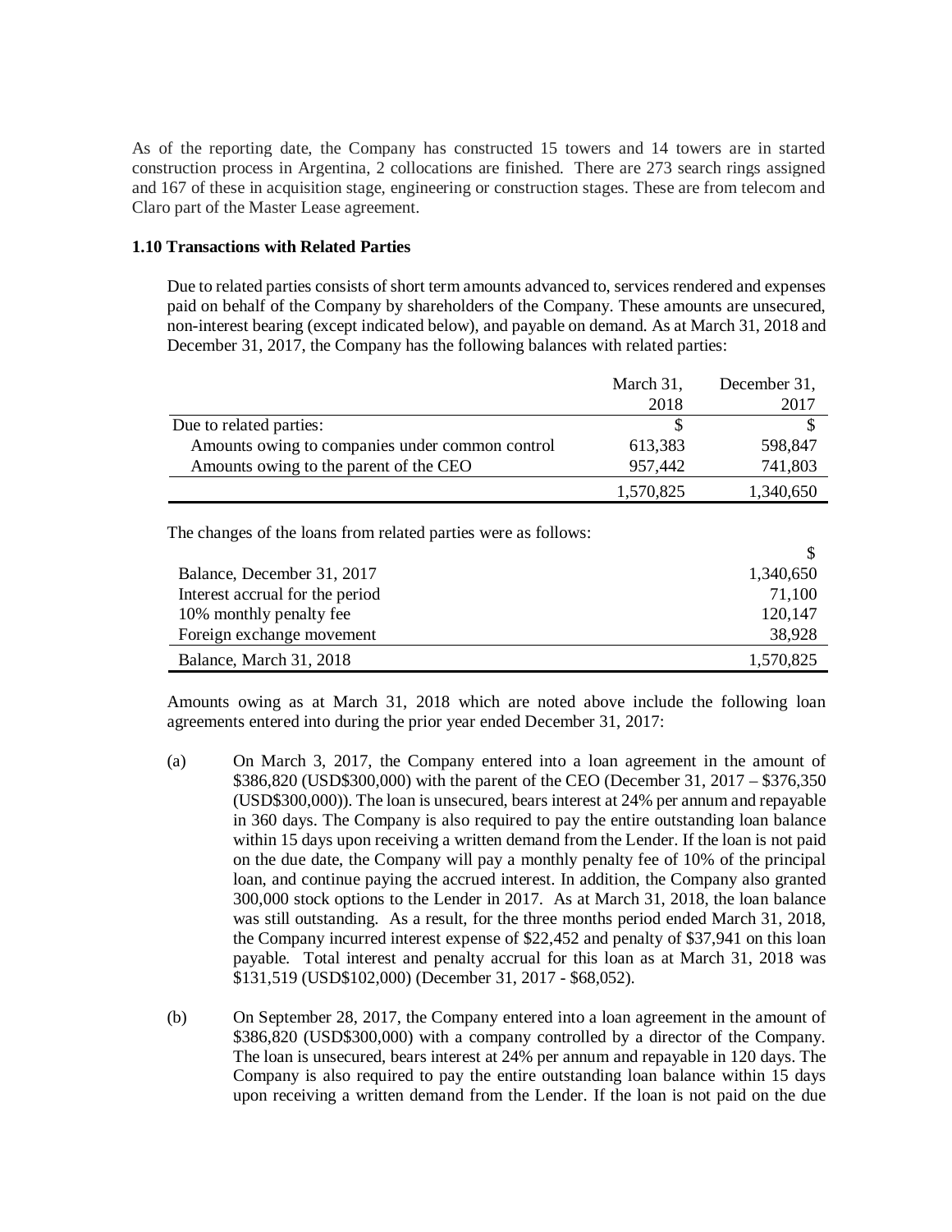As of the reporting date, the Company has constructed 15 towers and 14 towers are in started construction process in Argentina, 2 collocations are finished. There are 273 search rings assigned and 167 of these in acquisition stage, engineering or construction stages. These are from telecom and Claro part of the Master Lease agreement.

**1.10 Transactions with Related Parties**

Due to related parties consists of short term amounts advanced to, services rendered and expenses paid on behalf of the Company by shareholders of the Company. These amounts are unsecured, non-interest bearing (except indicated below), and payable on demand. As at March 31, 2018 and December 31, 2017, the Company has the following balances with related parties:

| | March 31, 2018 | December 31, 2017 |
|---|---|---|
| Due to related parties: | $ | $ |
| Amounts owing to companies under common control | 613,383 | 598,847 |
| Amounts owing to the parent of the CEO | 957,442 | 741,803 |
| | 1,570,825 | 1,340,650 |

The changes of the loans from related parties were as follows:

| | $ |
|---|---|
| Balance, December 31, 2017 | 1,340,650 |
| Interest accrual for the period | 71,100 |
| 10% monthly penalty fee | 120,147 |
| Foreign exchange movement | 38,928 |
| Balance, March 31, 2018 | 1,570,825 |

Amounts owing as at March 31, 2018 which are noted above include the following loan agreements entered into during the prior year ended December 31, 2017:

(a) On March 3, 2017, the Company entered into a loan agreement in the amount of $386,820 (USD$300,000) with the parent of the CEO (December 31, 2017 – $376,350 (USD$300,000)). The loan is unsecured, bears interest at 24% per annum and repayable in 360 days. The Company is also required to pay the entire outstanding loan balance within 15 days upon receiving a written demand from the Lender. If the loan is not paid on the due date, the Company will pay a monthly penalty fee of 10% of the principal loan, and continue paying the accrued interest. In addition, the Company also granted 300,000 stock options to the Lender in 2017. As at March 31, 2018, the loan balance was still outstanding. As a result, for the three months period ended March 31, 2018, the Company incurred interest expense of $22,452 and penalty of $37,941 on this loan payable. Total interest and penalty accrual for this loan as at March 31, 2018 was $131,519 (USD$102,000) (December 31, 2017 - $68,052).

(b) On September 28, 2017, the Company entered into a loan agreement in the amount of $386,820 (USD$300,000) with a company controlled by a director of the Company. The loan is unsecured, bears interest at 24% per annum and repayable in 120 days. The Company is also required to pay the entire outstanding loan balance within 15 days upon receiving a written demand from the Lender. If the loan is not paid on the due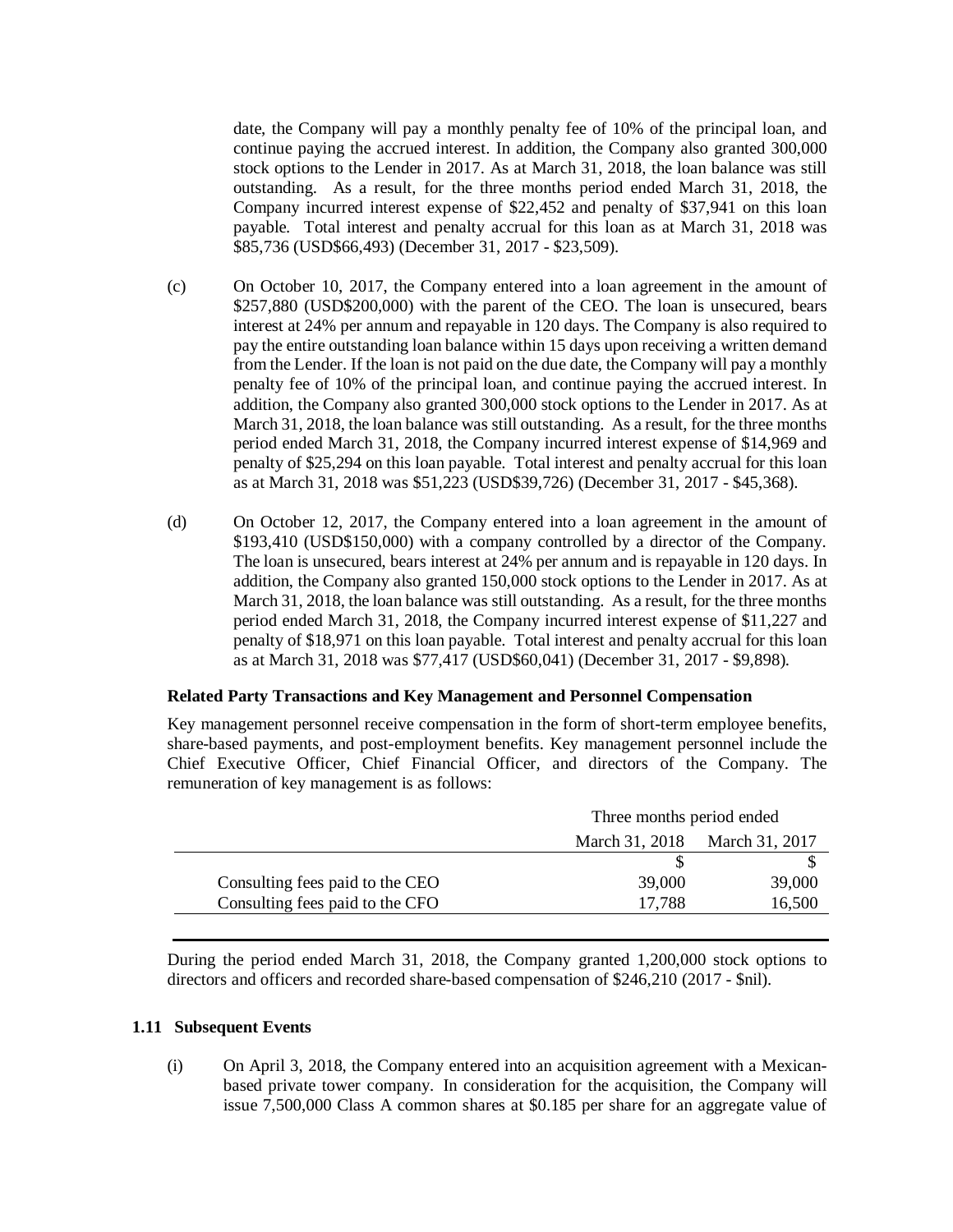date, the Company will pay a monthly penalty fee of 10% of the principal loan, and continue paying the accrued interest. In addition, the Company also granted 300,000 stock options to the Lender in 2017. As at March 31, 2018, the loan balance was still outstanding. As a result, for the three months period ended March 31, 2018, the Company incurred interest expense of $22,452 and penalty of $37,941 on this loan payable. Total interest and penalty accrual for this loan as at March 31, 2018 was $85,736 (USD$66,493) (December 31, 2017 - $23,509).

(c) On October 10, 2017, the Company entered into a loan agreement in the amount of $257,880 (USD$200,000) with the parent of the CEO. The loan is unsecured, bears interest at 24% per annum and repayable in 120 days. The Company is also required to pay the entire outstanding loan balance within 15 days upon receiving a written demand from the Lender. If the loan is not paid on the due date, the Company will pay a monthly penalty fee of 10% of the principal loan, and continue paying the accrued interest. In addition, the Company also granted 300,000 stock options to the Lender in 2017. As at March 31, 2018, the loan balance was still outstanding. As a result, for the three months period ended March 31, 2018, the Company incurred interest expense of $14,969 and penalty of $25,294 on this loan payable. Total interest and penalty accrual for this loan as at March 31, 2018 was $51,223 (USD$39,726) (December 31, 2017 - $45,368).

(d) On October 12, 2017, the Company entered into a loan agreement in the amount of $193,410 (USD$150,000) with a company controlled by a director of the Company. The loan is unsecured, bears interest at 24% per annum and is repayable in 120 days. In addition, the Company also granted 150,000 stock options to the Lender in 2017. As at March 31, 2018, the loan balance was still outstanding. As a result, for the three months period ended March 31, 2018, the Company incurred interest expense of $11,227 and penalty of $18,971 on this loan payable. Total interest and penalty accrual for this loan as at March 31, 2018 was $77,417 (USD$60,041) (December 31, 2017 - $9,898).

**Related Party Transactions and Key Management and Personnel Compensation**

Key management personnel receive compensation in the form of short-term employee benefits, share-based payments, and post-employment benefits. Key management personnel include the Chief Executive Officer, Chief Financial Officer, and directors of the Company. The remuneration of key management is as follows:

| | Three months period ended | |
|---|---|---|
| | March 31, 2018 | March 31, 2017 |
| | $ | $ |
| Consulting fees paid to the CEO | 39,000 | 39,000 |
| Consulting fees paid to the CFO | 17,788 | 16,500 |

During the period ended March 31, 2018, the Company granted 1,200,000 stock options to directors and officers and recorded share-based compensation of $246,210 (2017 - $nil).

## 1.11 Subsequent Events

(i) On April 3, 2018, the Company entered into an acquisition agreement with a Mexican-based private tower company. In consideration for the acquisition, the Company will issue 7,500,000 Class A common shares at $0.185 per share for an aggregate value of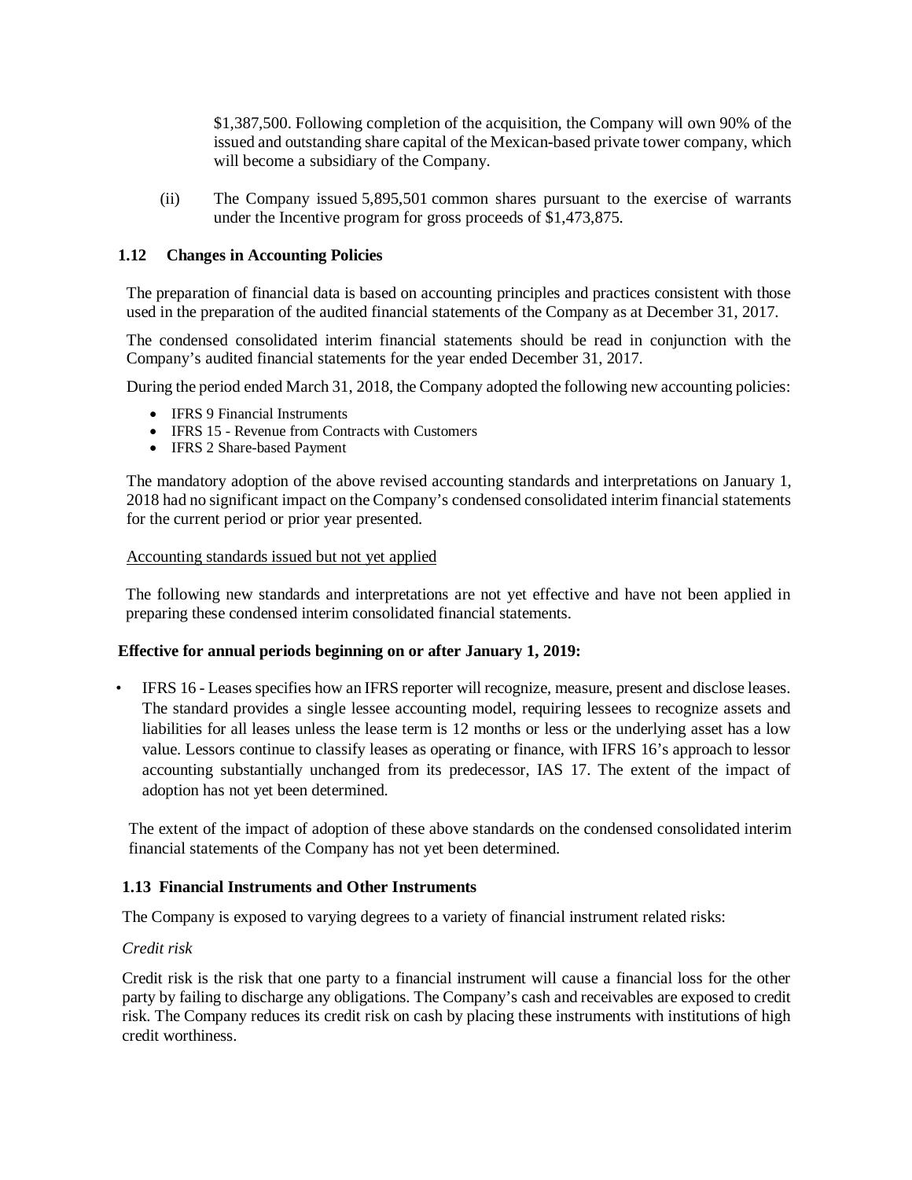$1,387,500. Following completion of the acquisition, the Company will own 90% of the issued and outstanding share capital of the Mexican-based private tower company, which will become a subsidiary of the Company.

(ii) The Company issued 5,895,501 common shares pursuant to the exercise of warrants under the Incentive program for gross proceeds of $1,473,875.

### 1.12 Changes in Accounting Policies

The preparation of financial data is based on accounting principles and practices consistent with those used in the preparation of the audited financial statements of the Company as at December 31, 2017.

The condensed consolidated interim financial statements should be read in conjunction with the Company's audited financial statements for the year ended December 31, 2017.

During the period ended March 31, 2018, the Company adopted the following new accounting policies:

- IFRS 9 Financial Instruments
- IFRS 15 - Revenue from Contracts with Customers
- IFRS 2 Share-based Payment

The mandatory adoption of the above revised accounting standards and interpretations on January 1, 2018 had no significant impact on the Company's condensed consolidated interim financial statements for the current period or prior year presented.

Accounting standards issued but not yet applied

The following new standards and interpretations are not yet effective and have not been applied in preparing these condensed interim consolidated financial statements.

**Effective for annual periods beginning on or after January 1, 2019:**

- IFRS 16 - Leases specifies how an IFRS reporter will recognize, measure, present and disclose leases. The standard provides a single lessee accounting model, requiring lessees to recognize assets and liabilities for all leases unless the lease term is 12 months or less or the underlying asset has a low value. Lessors continue to classify leases as operating or finance, with IFRS 16's approach to lessor accounting substantially unchanged from its predecessor, IAS 17. The extent of the impact of adoption has not yet been determined.

The extent of the impact of adoption of these above standards on the condensed consolidated interim financial statements of the Company has not yet been determined.

### 1.13 Financial Instruments and Other Instruments

The Company is exposed to varying degrees to a variety of financial instrument related risks:

*Credit risk*

Credit risk is the risk that one party to a financial instrument will cause a financial loss for the other party by failing to discharge any obligations. The Company's cash and receivables are exposed to credit risk. The Company reduces its credit risk on cash by placing these instruments with institutions of high credit worthiness.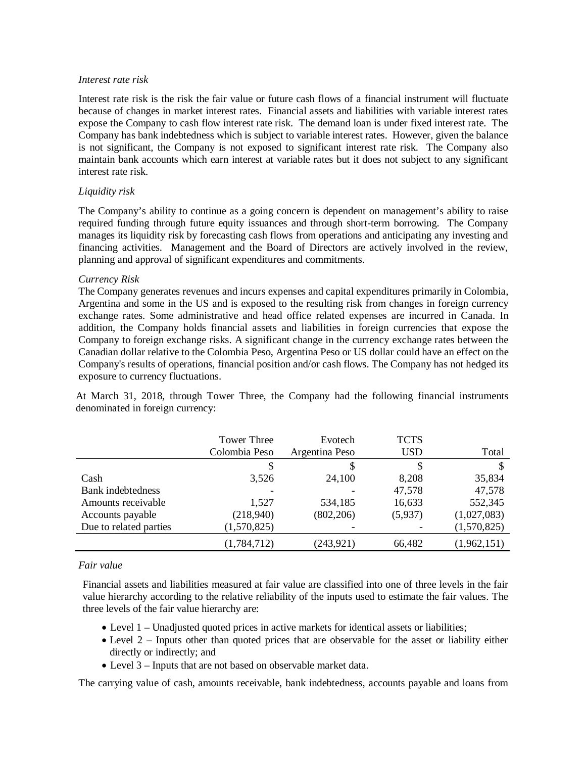*Interest rate risk*

Interest rate risk is the risk the fair value or future cash flows of a financial instrument will fluctuate because of changes in market interest rates. Financial assets and liabilities with variable interest rates expose the Company to cash flow interest rate risk. The demand loan is under fixed interest rate. The Company has bank indebtedness which is subject to variable interest rates. However, given the balance is not significant, the Company is not exposed to significant interest rate risk. The Company also maintain bank accounts which earn interest at variable rates but it does not subject to any significant interest rate risk.

*Liquidity risk*

The Company's ability to continue as a going concern is dependent on management's ability to raise required funding through future equity issuances and through short-term borrowing. The Company manages its liquidity risk by forecasting cash flows from operations and anticipating any investing and financing activities. Management and the Board of Directors are actively involved in the review, planning and approval of significant expenditures and commitments.

*Currency Risk*

The Company generates revenues and incurs expenses and capital expenditures primarily in Colombia, Argentina and some in the US and is exposed to the resulting risk from changes in foreign currency exchange rates. Some administrative and head office related expenses are incurred in Canada. In addition, the Company holds financial assets and liabilities in foreign currencies that expose the Company to foreign exchange risks. A significant change in the currency exchange rates between the Canadian dollar relative to the Colombia Peso, Argentina Peso or US dollar could have an effect on the Company's results of operations, financial position and/or cash flows. The Company has not hedged its exposure to currency fluctuations.

At March 31, 2018, through Tower Three, the Company had the following financial instruments denominated in foreign currency:

| | Tower Three Colombia Peso | Evotech Argentina Peso | TCTS USD | Total |
|---|---|---|---|---|
| | $ | $ | $ | $ |
| Cash | 3,526 | 24,100 | 8,208 | 35,834 |
| Bank indebtedness | - | - | 47,578 | 47,578 |
| Amounts receivable | 1,527 | 534,185 | 16,633 | 552,345 |
| Accounts payable | (218,940) | (802,206) | (5,937) | (1,027,083) |
| Due to related parties | (1,570,825) | - | - | (1,570,825) |
| | (1,784,712) | (243,921) | 66,482 | (1,962,151) |

*Fair value*

Financial assets and liabilities measured at fair value are classified into one of three levels in the fair value hierarchy according to the relative reliability of the inputs used to estimate the fair values. The three levels of the fair value hierarchy are:

- Level 1 – Unadjusted quoted prices in active markets for identical assets or liabilities;
- Level 2 – Inputs other than quoted prices that are observable for the asset or liability either directly or indirectly; and
- Level 3 – Inputs that are not based on observable market data.

The carrying value of cash, amounts receivable, bank indebtedness, accounts payable and loans from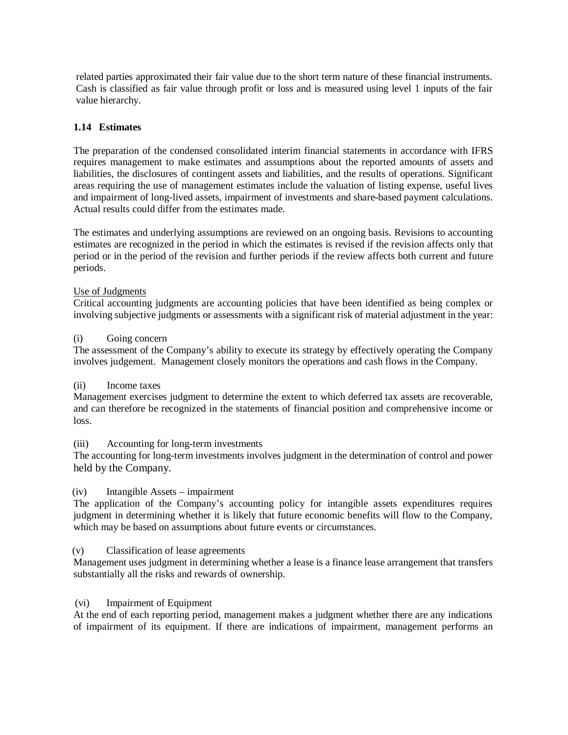related parties approximated their fair value due to the short term nature of these financial instruments. Cash is classified as fair value through profit or loss and is measured using level 1 inputs of the fair value hierarchy.

### 1.14 Estimates

The preparation of the condensed consolidated interim financial statements in accordance with IFRS requires management to make estimates and assumptions about the reported amounts of assets and liabilities, the disclosures of contingent assets and liabilities, and the results of operations. Significant areas requiring the use of management estimates include the valuation of listing expense, useful lives and impairment of long-lived assets, impairment of investments and share-based payment calculations. Actual results could differ from the estimates made.

The estimates and underlying assumptions are reviewed on an ongoing basis. Revisions to accounting estimates are recognized in the period in which the estimates is revised if the revision affects only that period or in the period of the revision and further periods if the review affects both current and future periods.

Use of Judgments

Critical accounting judgments are accounting policies that have been identified as being complex or involving subjective judgments or assessments with a significant risk of material adjustment in the year:

(i) Going concern

The assessment of the Company's ability to execute its strategy by effectively operating the Company involves judgement. Management closely monitors the operations and cash flows in the Company.

(ii) Income taxes

Management exercises judgment to determine the extent to which deferred tax assets are recoverable, and can therefore be recognized in the statements of financial position and comprehensive income or loss.

(iii) Accounting for long-term investments

The accounting for long-term investments involves judgment in the determination of control and power held by the Company.

(iv) Intangible Assets – impairment

The application of the Company's accounting policy for intangible assets expenditures requires judgment in determining whether it is likely that future economic benefits will flow to the Company, which may be based on assumptions about future events or circumstances.

(v) Classification of lease agreements

Management uses judgment in determining whether a lease is a finance lease arrangement that transfers substantially all the risks and rewards of ownership.

(vi) Impairment of Equipment

At the end of each reporting period, management makes a judgment whether there are any indications of impairment of its equipment. If there are indications of impairment, management performs an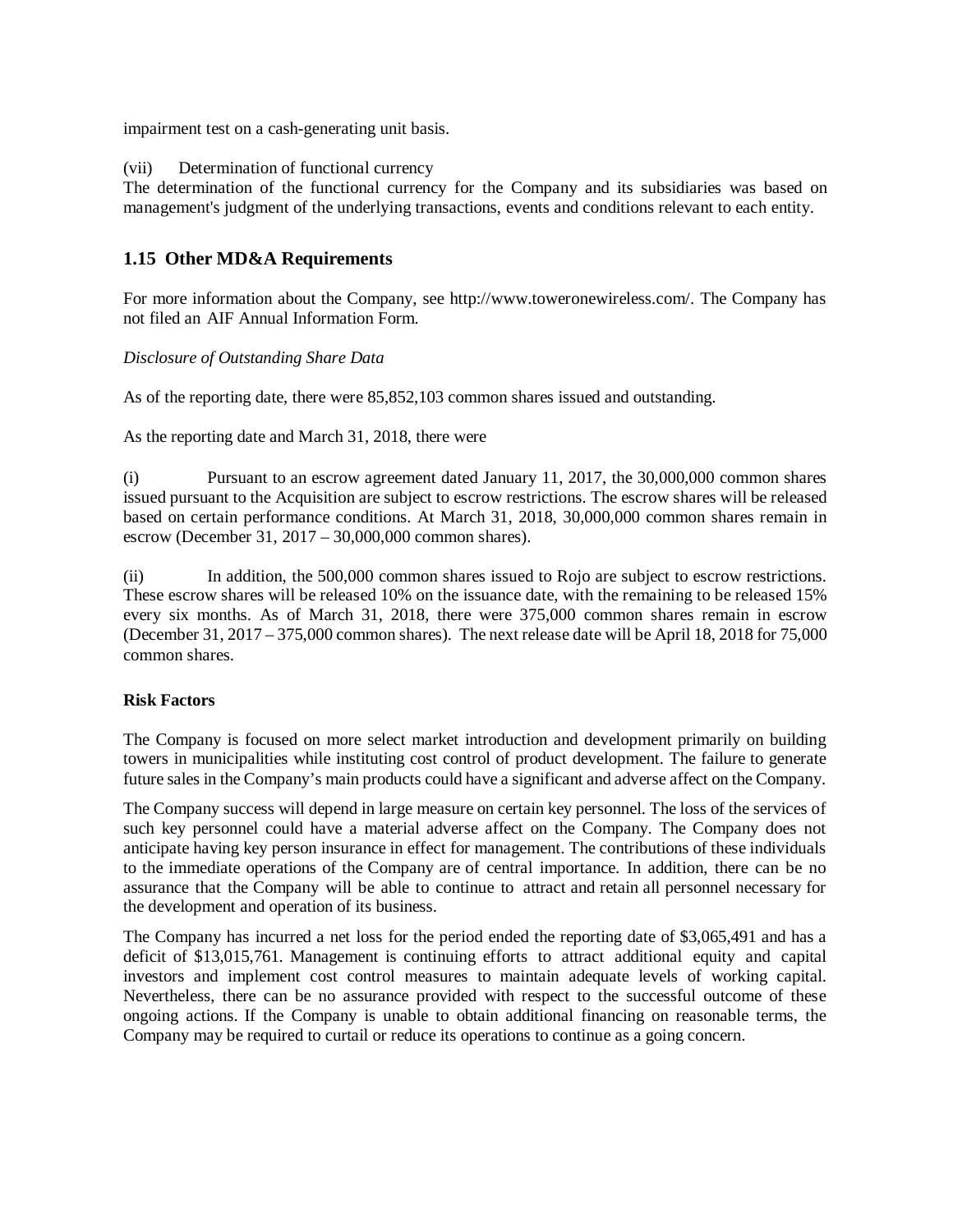impairment test on a cash-generating unit basis.

(vii) Determination of functional currency

The determination of the functional currency for the Company and its subsidiaries was based on management's judgment of the underlying transactions, events and conditions relevant to each entity.

## 1.15 Other MD&A Requirements

For more information about the Company, see http://www.toweronewireless.com/. The Company has not filed an AIF Annual Information Form.

*Disclosure of Outstanding Share Data*

As of the reporting date, there were 85,852,103 common shares issued and outstanding.

As the reporting date and March 31, 2018, there were

(i) Pursuant to an escrow agreement dated January 11, 2017, the 30,000,000 common shares issued pursuant to the Acquisition are subject to escrow restrictions. The escrow shares will be released based on certain performance conditions. At March 31, 2018, 30,000,000 common shares remain in escrow (December 31, 2017 – 30,000,000 common shares).

(ii) In addition, the 500,000 common shares issued to Rojo are subject to escrow restrictions. These escrow shares will be released 10% on the issuance date, with the remaining to be released 15% every six months. As of March 31, 2018, there were 375,000 common shares remain in escrow (December 31, 2017 – 375,000 common shares). The next release date will be April 18, 2018 for 75,000 common shares.

**Risk Factors**

The Company is focused on more select market introduction and development primarily on building towers in municipalities while instituting cost control of product development. The failure to generate future sales in the Company's main products could have a significant and adverse affect on the Company.

The Company success will depend in large measure on certain key personnel. The loss of the services of such key personnel could have a material adverse affect on the Company. The Company does not anticipate having key person insurance in effect for management. The contributions of these individuals to the immediate operations of the Company are of central importance. In addition, there can be no assurance that the Company will be able to continue to attract and retain all personnel necessary for the development and operation of its business.

The Company has incurred a net loss for the period ended the reporting date of $3,065,491 and has a deficit of $13,015,761. Management is continuing efforts to attract additional equity and capital investors and implement cost control measures to maintain adequate levels of working capital. Nevertheless, there can be no assurance provided with respect to the successful outcome of these ongoing actions. If the Company is unable to obtain additional financing on reasonable terms, the Company may be required to curtail or reduce its operations to continue as a going concern.